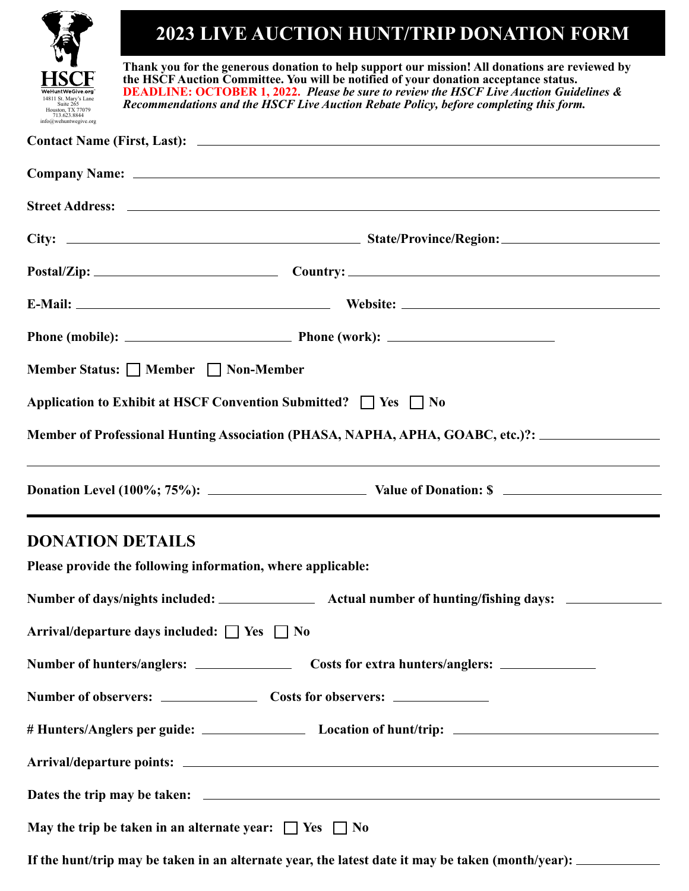HSCF
WeHuntWeGive.org
14811 St. Mary's Lane
Suite 265
Houston, TX 77079
713.623.8844
info@wehuntwegive.org

# 2023 LIVE AUCTION HUNT/TRIP DONATION FORM

**Thank you for the generous donation to help support our mission! All donations are reviewed by the HSCF Auction Committee. You will be notified of your donation acceptance status.**
**DEADLINE: OCTOBER 1, 2022.** ***Please be sure to review the HSCF Live Auction Guidelines & Recommendations and the HSCF Live Auction Rebate Policy, before completing this form.***

**Contact Name (First, Last):** ____________________

**Company Name:** ____________________

**Street Address:** ____________________

**City:** ____________________ **State/Province/Region:** ____________________

**Postal/Zip:** ____________________ **Country:** ____________________

**E-Mail:** ____________________ **Website:** ____________________

**Phone (mobile):** ____________________ **Phone (work):** ____________________

**Member Status:** ☐ **Member** ☐ **Non-Member**

**Application to Exhibit at HSCF Convention Submitted?** ☐ **Yes** ☐ **No**

**Member of Professional Hunting Association (PHASA, NAPHA, APHA, GOABC, etc.)?:** ____________________

**Donation Level (100%; 75%):** ____________________ **Value of Donation: $** ____________________

## DONATION DETAILS

**Please provide the following information, where applicable:**

**Number of days/nights included:** __________ **Actual number of hunting/fishing days:** __________

**Arrival/departure days included:** ☐ **Yes** ☐ **No**

**Number of hunters/anglers:** __________ **Costs for extra hunters/anglers:** __________

**Number of observers:** __________ **Costs for observers:** __________

**# Hunters/Anglers per guide:** __________ **Location of hunt/trip:** ____________________

**Arrival/departure points:** ____________________

**Dates the trip may be taken:** ____________________

**May the trip be taken in an alternate year:** ☐ **Yes** ☐ **No**

**If the hunt/trip may be taken in an alternate year, the latest date it may be taken (month/year):** __________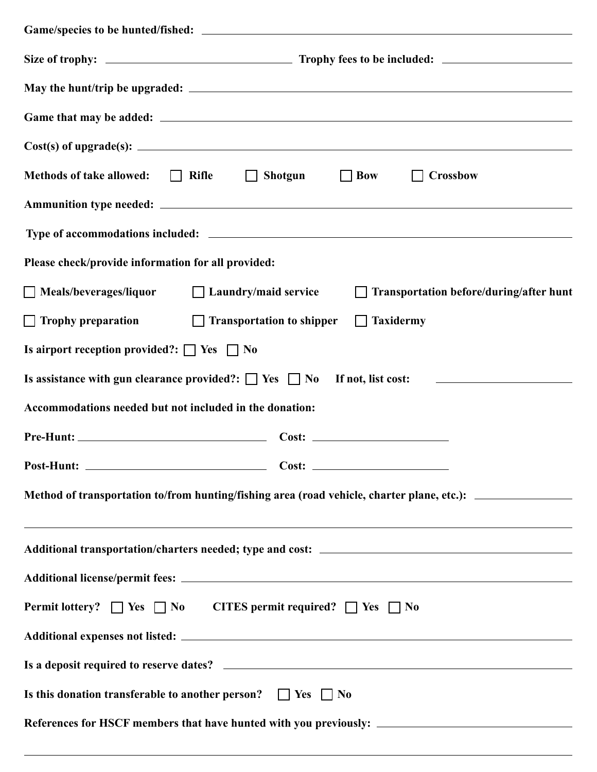**Game/species to be hunted/fished:** ______________________________

**Size of trophy:** ______________________ **Trophy fees to be included:** ______________________

**May the hunt/trip be upgraded:** ______________________________

**Game that may be added:** ______________________________

**Cost(s) of upgrade(s):** ______________________________

**Methods of take allowed:** ☐ **Rifle** ☐ **Shotgun** ☐ **Bow** ☐ **Crossbow**

**Ammunition type needed:** ______________________________

**Type of accommodations included:** ______________________________

**Please check/provide information for all provided:**

☐ **Meals/beverages/liquor** ☐ **Laundry/maid service** ☐ **Transportation before/during/after hunt**

☐ **Trophy preparation** ☐ **Transportation to shipper** ☐ **Taxidermy**

**Is airport reception provided?:** ☐ **Yes** ☐ **No**

**Is assistance with gun clearance provided?:** ☐ **Yes** ☐ **No** **If not, list cost:** ______________________

**Accommodations needed but not included in the donation:**

**Pre-Hunt:** ______________________ **Cost:** ______________________

**Post-Hunt:** ______________________ **Cost:** ______________________

**Method of transportation to/from hunting/fishing area (road vehicle, charter plane, etc.):** ______________________

______________________________

**Additional transportation/charters needed; type and cost:** ______________________________

**Additional license/permit fees:** ______________________________

**Permit lottery?** ☐ **Yes** ☐ **No** **CITES permit required?** ☐ **Yes** ☐ **No**

**Additional expenses not listed:** ______________________________

**Is a deposit required to reserve dates?** ______________________________

**Is this donation transferable to another person?** ☐ **Yes** ☐ **No**

**References for HSCF members that have hunted with you previously:** ______________________________

______________________________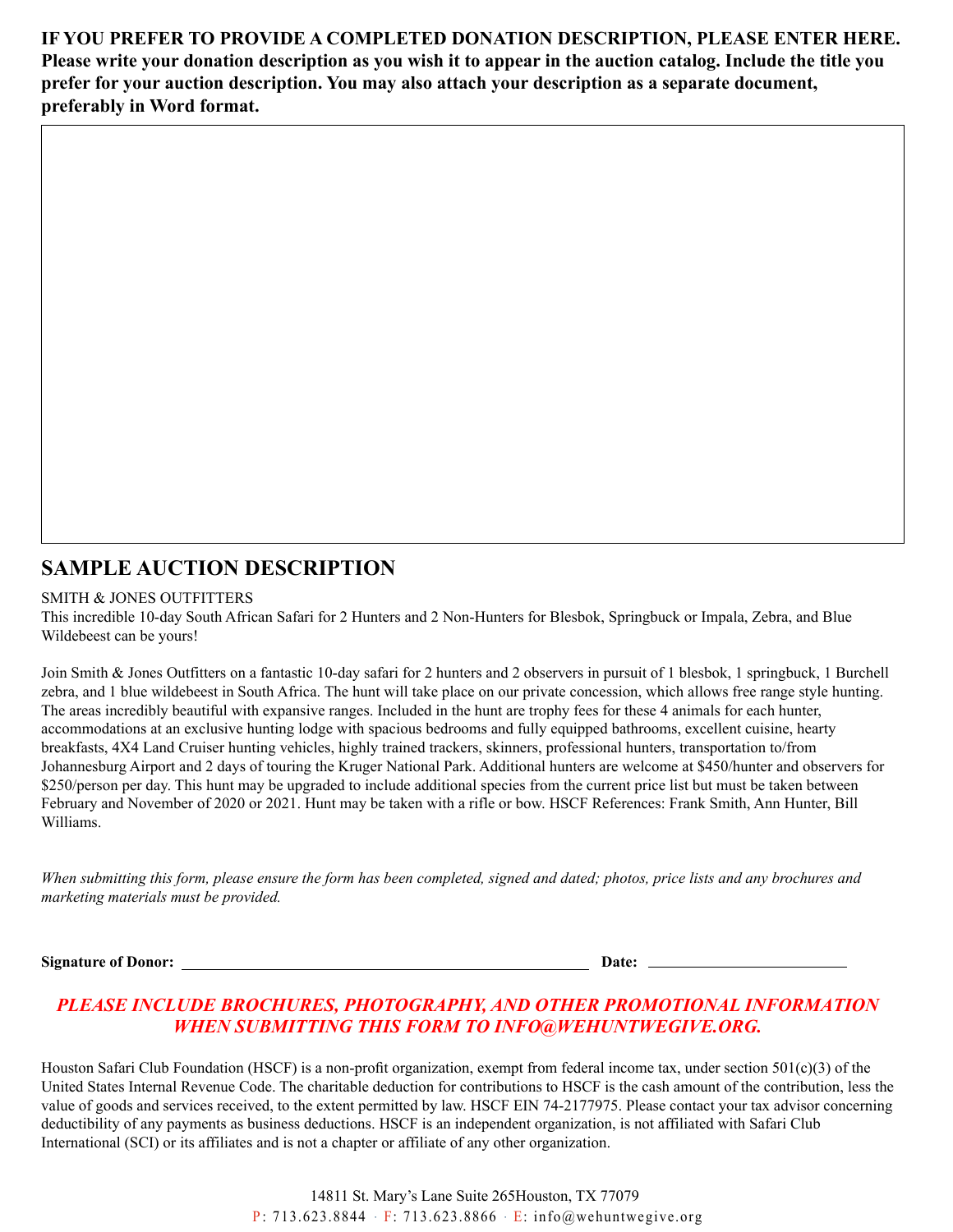**IF YOU PREFER TO PROVIDE A COMPLETED DONATION DESCRIPTION, PLEASE ENTER HERE. Please write your donation description as you wish it to appear in the auction catalog. Include the title you prefer for your auction description. You may also attach your description as a separate document, preferably in Word format.**

## SAMPLE AUCTION DESCRIPTION

SMITH & JONES OUTFITTERS
This incredible 10-day South African Safari for 2 Hunters and 2 Non-Hunters for Blesbok, Springbuck or Impala, Zebra, and Blue Wildebeest can be yours!

Join Smith & Jones Outfitters on a fantastic 10-day safari for 2 hunters and 2 observers in pursuit of 1 blesbok, 1 springbuck, 1 Burchell zebra, and 1 blue wildebeest in South Africa. The hunt will take place on our private concession, which allows free range style hunting. The areas incredibly beautiful with expansive ranges. Included in the hunt are trophy fees for these 4 animals for each hunter, accommodations at an exclusive hunting lodge with spacious bedrooms and fully equipped bathrooms, excellent cuisine, hearty breakfasts, 4X4 Land Cruiser hunting vehicles, highly trained trackers, skinners, professional hunters, transportation to/from Johannesburg Airport and 2 days of touring the Kruger National Park. Additional hunters are welcome at $450/hunter and observers for $250/person per day. This hunt may be upgraded to include additional species from the current price list but must be taken between February and November of 2020 or 2021. Hunt may be taken with a rifle or bow. HSCF References: Frank Smith, Ann Hunter, Bill Williams.

*When submitting this form, please ensure the form has been completed, signed and dated; photos, price lists and any brochures and marketing materials must be provided.*

**Signature of Donor:** ______________________ **Date:** ______________

***PLEASE INCLUDE BROCHURES, PHOTOGRAPHY, AND OTHER PROMOTIONAL INFORMATION WHEN SUBMITTING THIS FORM TO INFO@WEHUNTWEGIVE.ORG.***

Houston Safari Club Foundation (HSCF) is a non-profit organization, exempt from federal income tax, under section 501(c)(3) of the United States Internal Revenue Code. The charitable deduction for contributions to HSCF is the cash amount of the contribution, less the value of goods and services received, to the extent permitted by law. HSCF EIN 74-2177975. Please contact your tax advisor concerning deductibility of any payments as business deductions. HSCF is an independent organization, is not affiliated with Safari Club International (SCI) or its affiliates and is not a chapter or affiliate of any other organization.

14811 St. Mary's Lane Suite 265Houston, TX 77079
P: 713.623.8844 · F: 713.623.8866 · E: info@wehuntwegive.org